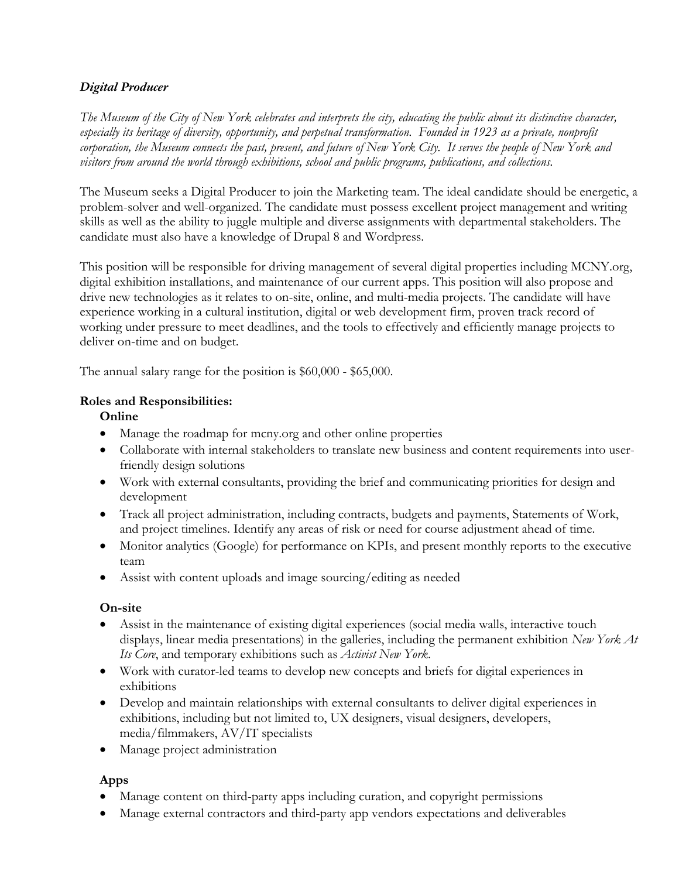***Digital Producer***

*The Museum of the City of New York celebrates and interprets the city, educating the public about its distinctive character, especially its heritage of diversity, opportunity, and perpetual transformation. Founded in 1923 as a private, nonprofit corporation, the Museum connects the past, present, and future of New York City. It serves the people of New York and visitors from around the world through exhibitions, school and public programs, publications, and collections.*

The Museum seeks a Digital Producer to join the Marketing team. The ideal candidate should be energetic, a problem-solver and well-organized. The candidate must possess excellent project management and writing skills as well as the ability to juggle multiple and diverse assignments with departmental stakeholders. The candidate must also have a knowledge of Drupal 8 and Wordpress.

This position will be responsible for driving management of several digital properties including MCNY.org, digital exhibition installations, and maintenance of our current apps. This position will also propose and drive new technologies as it relates to on-site, online, and multi-media projects. The candidate will have experience working in a cultural institution, digital or web development firm, proven track record of working under pressure to meet deadlines, and the tools to effectively and efficiently manage projects to deliver on-time and on budget.

The annual salary range for the position is $60,000 - $65,000.

**Roles and Responsibilities:**

**Online**

- Manage the roadmap for mcny.org and other online properties
- Collaborate with internal stakeholders to translate new business and content requirements into user-friendly design solutions
- Work with external consultants, providing the brief and communicating priorities for design and development
- Track all project administration, including contracts, budgets and payments, Statements of Work, and project timelines. Identify any areas of risk or need for course adjustment ahead of time.
- Monitor analytics (Google) for performance on KPIs, and present monthly reports to the executive team
- Assist with content uploads and image sourcing/editing as needed

**On-site**

- Assist in the maintenance of existing digital experiences (social media walls, interactive touch displays, linear media presentations) in the galleries, including the permanent exhibition *New York At Its Core*, and temporary exhibitions such as *Activist New York*.
- Work with curator-led teams to develop new concepts and briefs for digital experiences in exhibitions
- Develop and maintain relationships with external consultants to deliver digital experiences in exhibitions, including but not limited to, UX designers, visual designers, developers, media/filmmakers, AV/IT specialists
- Manage project administration

**Apps**

- Manage content on third-party apps including curation, and copyright permissions
- Manage external contractors and third-party app vendors expectations and deliverables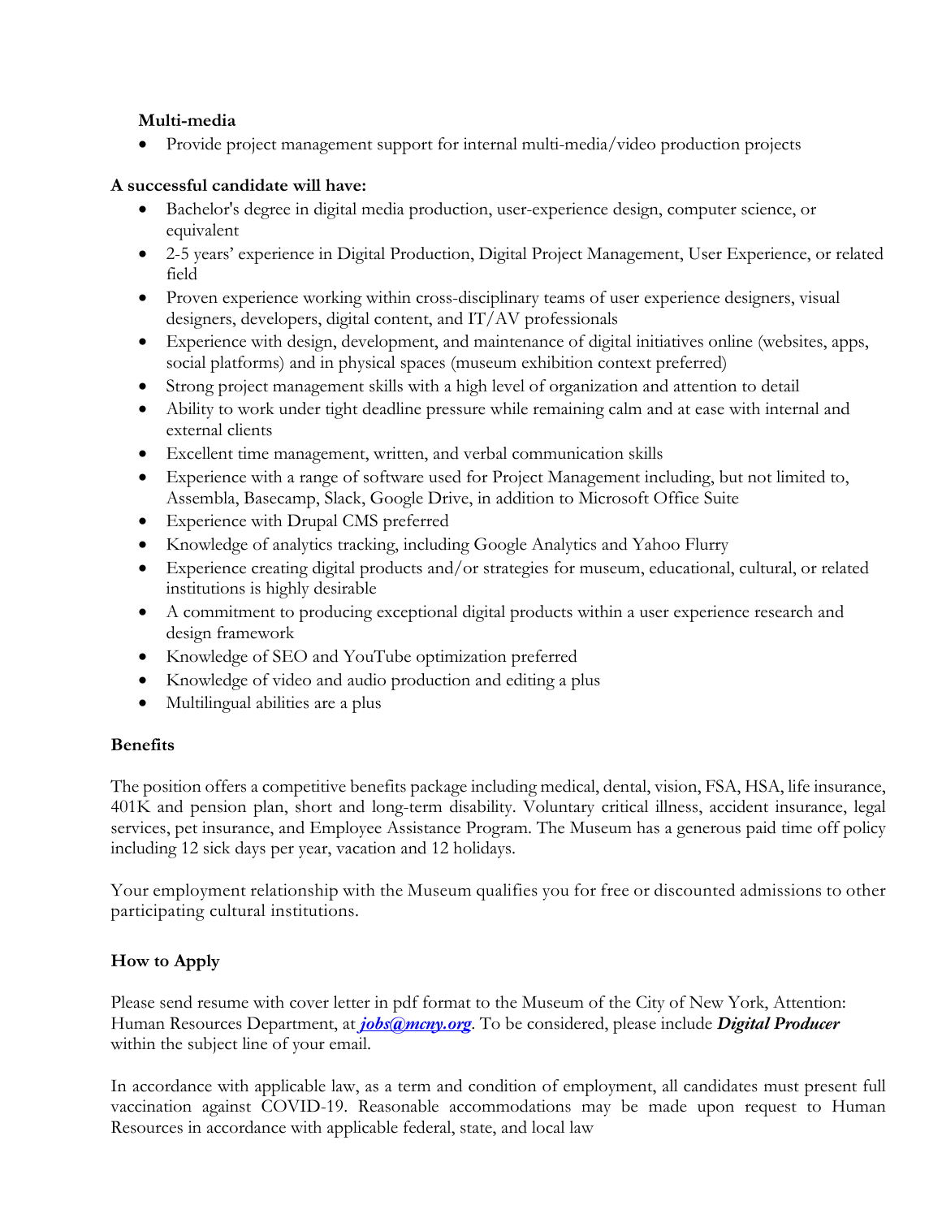**Multi-media**

- Provide project management support for internal multi-media/video production projects

**A successful candidate will have:**

- Bachelor's degree in digital media production, user-experience design, computer science, or equivalent
- 2-5 years' experience in Digital Production, Digital Project Management, User Experience, or related field
- Proven experience working within cross-disciplinary teams of user experience designers, visual designers, developers, digital content, and IT/AV professionals
- Experience with design, development, and maintenance of digital initiatives online (websites, apps, social platforms) and in physical spaces (museum exhibition context preferred)
- Strong project management skills with a high level of organization and attention to detail
- Ability to work under tight deadline pressure while remaining calm and at ease with internal and external clients
- Excellent time management, written, and verbal communication skills
- Experience with a range of software used for Project Management including, but not limited to, Assembla, Basecamp, Slack, Google Drive, in addition to Microsoft Office Suite
- Experience with Drupal CMS preferred
- Knowledge of analytics tracking, including Google Analytics and Yahoo Flurry
- Experience creating digital products and/or strategies for museum, educational, cultural, or related institutions is highly desirable
- A commitment to producing exceptional digital products within a user experience research and design framework
- Knowledge of SEO and YouTube optimization preferred
- Knowledge of video and audio production and editing a plus
- Multilingual abilities are a plus

**Benefits**

The position offers a competitive benefits package including medical, dental, vision, FSA, HSA, life insurance, 401K and pension plan, short and long-term disability. Voluntary critical illness, accident insurance, legal services, pet insurance, and Employee Assistance Program. The Museum has a generous paid time off policy including 12 sick days per year, vacation and 12 holidays.

Your employment relationship with the Museum qualifies you for free or discounted admissions to other participating cultural institutions.

**How to Apply**

Please send resume with cover letter in pdf format to the Museum of the City of New York, Attention: Human Resources Department, at ***jobs@mcny.org***. To be considered, please include ***Digital Producer*** within the subject line of your email.

In accordance with applicable law, as a term and condition of employment, all candidates must present full vaccination against COVID-19. Reasonable accommodations may be made upon request to Human Resources in accordance with applicable federal, state, and local law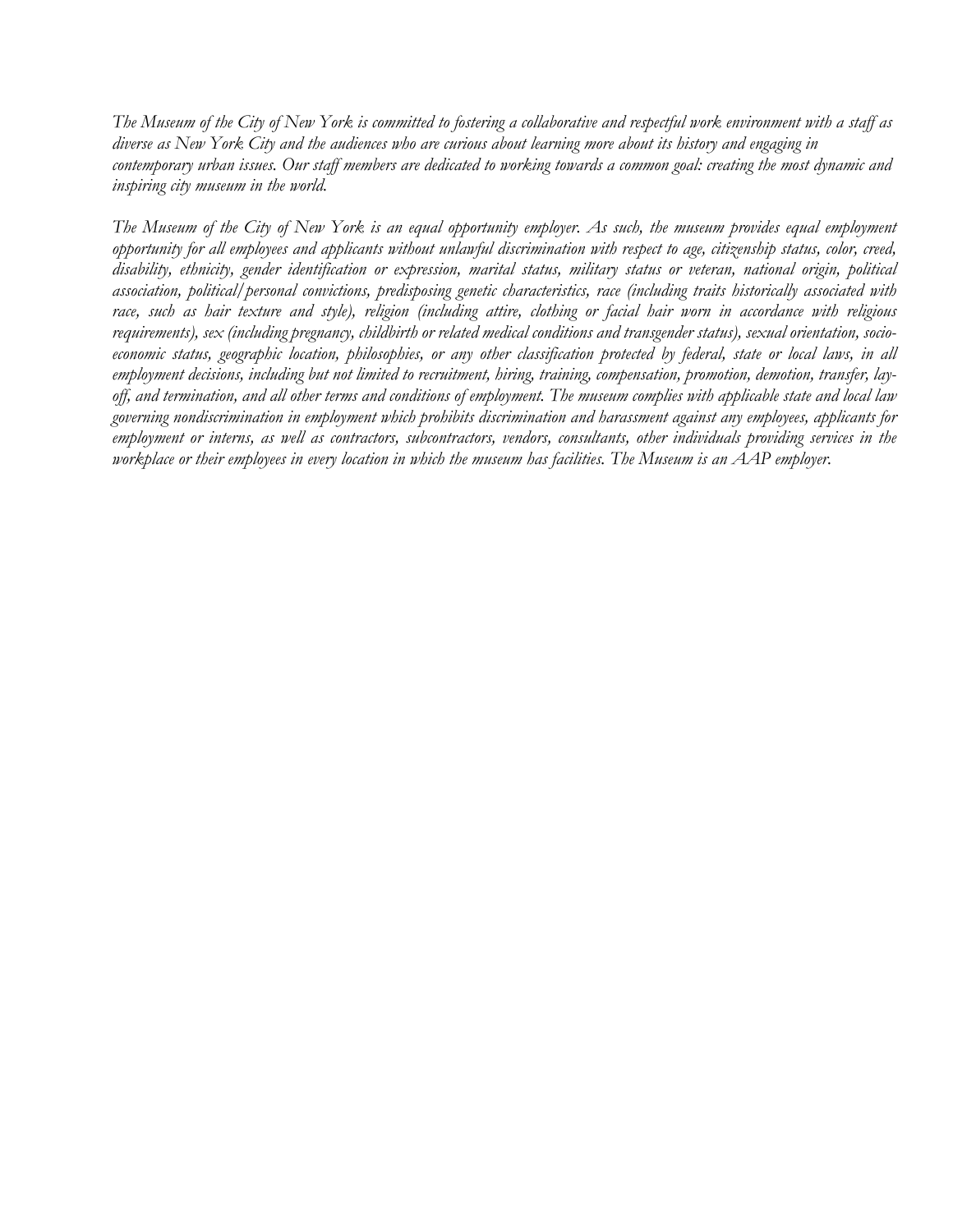*The Museum of the City of New York is committed to fostering a collaborative and respectful work environment with a staff as diverse as New York City and the audiences who are curious about learning more about its history and engaging in contemporary urban issues. Our staff members are dedicated to working towards a common goal: creating the most dynamic and inspiring city museum in the world.*

*The Museum of the City of New York is an equal opportunity employer. As such, the museum provides equal employment opportunity for all employees and applicants without unlawful discrimination with respect to age, citizenship status, color, creed, disability, ethnicity, gender identification or expression, marital status, military status or veteran, national origin, political association, political/personal convictions, predisposing genetic characteristics, race (including traits historically associated with race, such as hair texture and style), religion (including attire, clothing or facial hair worn in accordance with religious requirements), sex (including pregnancy, childbirth or related medical conditions and transgender status), sexual orientation, socio-economic status, geographic location, philosophies, or any other classification protected by federal, state or local laws, in all employment decisions, including but not limited to recruitment, hiring, training, compensation, promotion, demotion, transfer, lay-off, and termination, and all other terms and conditions of employment. The museum complies with applicable state and local law governing nondiscrimination in employment which prohibits discrimination and harassment against any employees, applicants for employment or interns, as well as contractors, subcontractors, vendors, consultants, other individuals providing services in the workplace or their employees in every location in which the museum has facilities. The Museum is an AAP employer.*